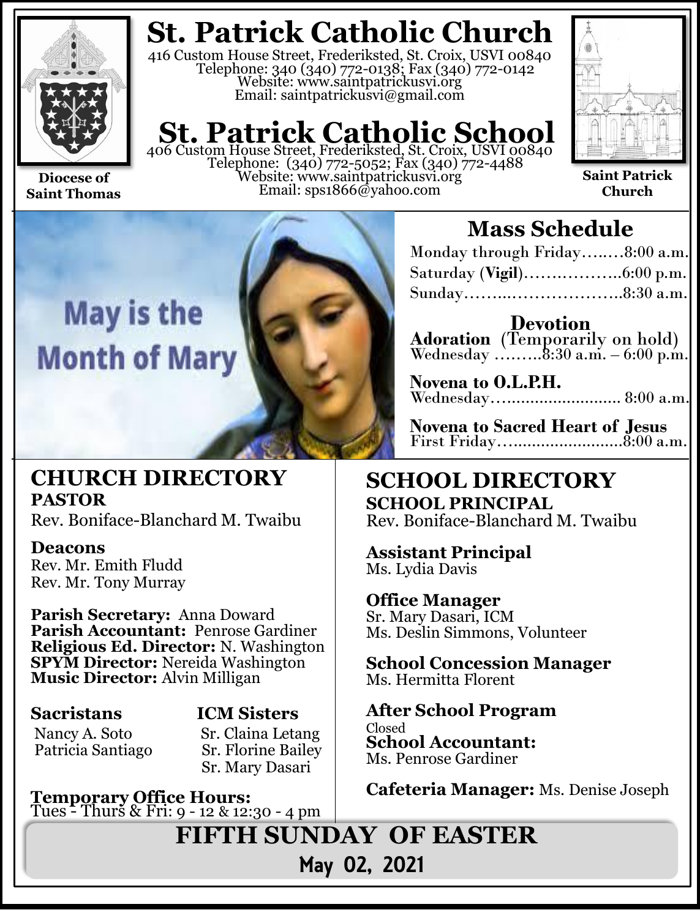# St. Patrick Catholic Church

416 Custom House Street, Frederiksted, St. Croix, USVI 00840
Telephone: 340 (340) 772-0138; Fax (340) 772-0142
Website: www.saintpatrickusvi.org
Email: saintpatrickusvi@gmail.com

# St. Patrick Catholic School

406 Custom House Street, Frederiksted, St. Croix, USVI 00840
Telephone: (340) 772-5052; Fax (340) 772-4488
Website: www.saintpatrickusvi.org
Email: sps1866@yahoo.com

**Diocese of Saint Thomas**

**Saint Patrick Church**

May is the Month of Mary

## Mass Schedule

Monday through Friday…...…8:00 a.m.
Saturday (**Vigil**)……..………..6:00 p.m.
Sunday……..……………….…..8:30 a.m.

### Devotion

**Adoration** (Temporarily on hold)
Wednesday ……...8:30 a.m. – 6:00 p.m.

**Novena to O.L.P.H.**
Wednesday…......................... 8:00 a.m.

**Novena to Sacred Heart of Jesus**
First Friday….......................8:00 a.m.

## CHURCH DIRECTORY

**PASTOR**
Rev. Boniface-Blanchard M. Twaibu

**Deacons**
Rev. Mr. Emith Fludd
Rev. Mr. Tony Murray

**Parish Secretary:** Anna Doward
**Parish Accountant:** Penrose Gardiner
**Religious Ed. Director:** N. Washington
**SPYM Director:** Nereida Washington
**Music Director:** Alvin Milligan

**Sacristans**
Nancy A. Soto
Patricia Santiago

**ICM Sisters**
Sr. Claina Letang
Sr. Florine Bailey
Sr. Mary Dasari

**Temporary Office Hours:**
Tues - Thurs & Fri: 9 - 12 & 12:30 - 4 pm

## SCHOOL DIRECTORY

**SCHOOL PRINCIPAL**
Rev. Boniface-Blanchard M. Twaibu

**Assistant Principal**
Ms. Lydia Davis

**Office Manager**
Sr. Mary Dasari, ICM
Ms. Deslin Simmons, Volunteer

**School Concession Manager**
Ms. Hermitta Florent

**After School Program**
Closed

**School Accountant:**
Ms. Penrose Gardiner

**Cafeteria Manager:** Ms. Denise Joseph

## FIFTH SUNDAY OF EASTER

**May 02, 2021**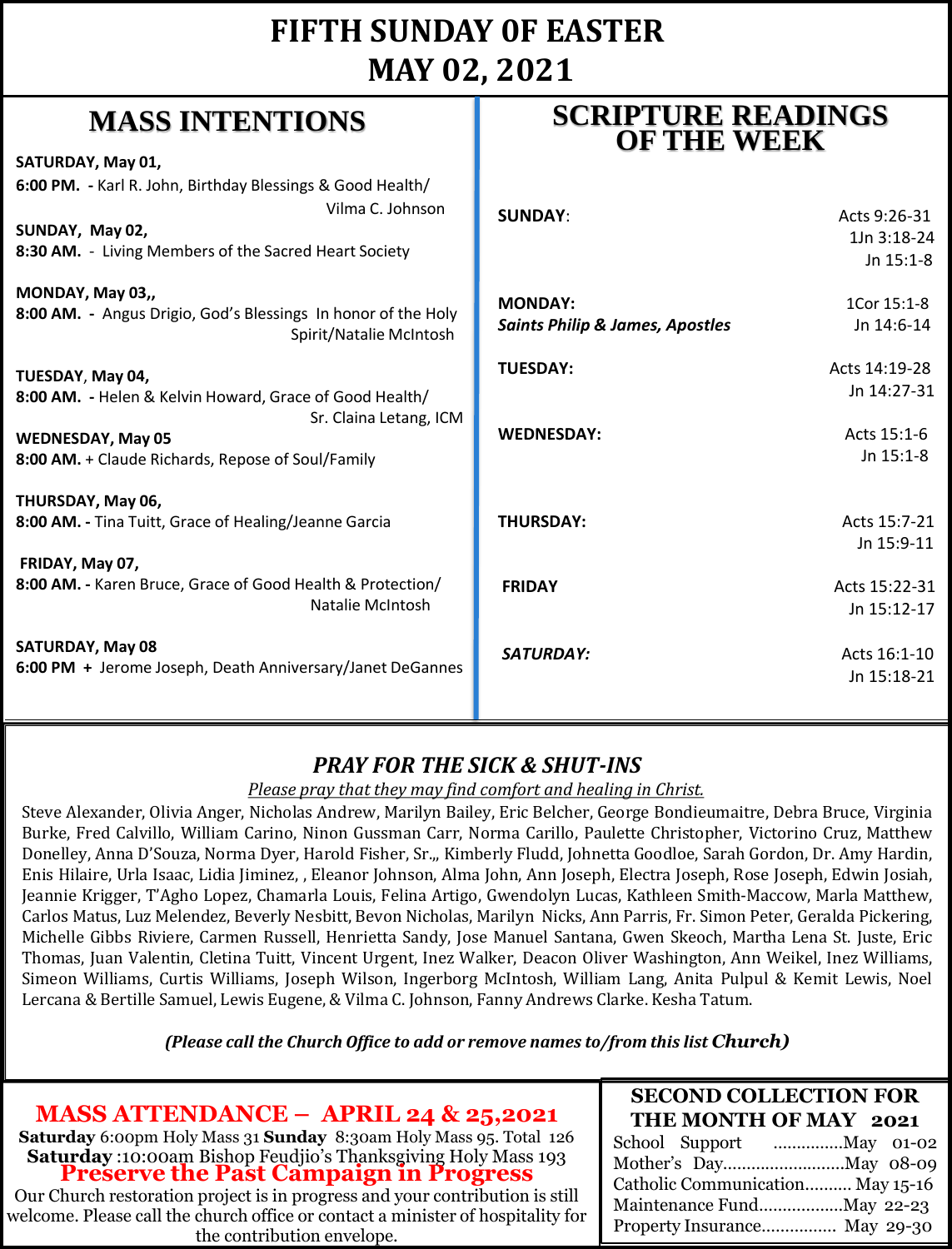# FIFTH SUNDAY 0F EASTER
# MAY 02, 2021

## MASS INTENTIONS

**SATURDAY, May 01,**
**6:00 PM. -** Karl R. John, Birthday Blessings & Good Health/ Vilma C. Johnson

**SUNDAY, May 02,**
**8:30 AM.** - Living Members of the Sacred Heart Society

**MONDAY, May 03,,**
**8:00 AM. -** Angus Drigio, God's Blessings In honor of the Holy Spirit/Natalie McIntosh

**TUESDAY, May 04,**
**8:00 AM. -** Helen & Kelvin Howard, Grace of Good Health/ Sr. Claina Letang, ICM

**WEDNESDAY, May 05**
**8:00 AM.** + Claude Richards, Repose of Soul/Family

**THURSDAY, May 06,**
**8:00 AM. -** Tina Tuitt, Grace of Healing/Jeanne Garcia

**FRIDAY, May 07,**
**8:00 AM. -** Karen Bruce, Grace of Good Health & Protection/ Natalie McIntosh

**SATURDAY, May 08**
**6:00 PM +** Jerome Joseph, Death Anniversary/Janet DeGannes

## SCRIPTURE READINGS OF THE WEEK

| | |
|---|---|
| **SUNDAY**: | Acts 9:26-31<br>1Jn 3:18-24<br>Jn 15:1-8 |
| **MONDAY:**<br>***Saints Philip & James, Apostles*** | 1Cor 15:1-8<br>Jn 14:6-14 |
| **TUESDAY:** | Acts 14:19-28<br>Jn 14:27-31 |
| **WEDNESDAY:** | Acts 15:1-6<br>Jn 15:1-8 |
| **THURSDAY:** | Acts 15:7-21<br>Jn 15:9-11 |
| **FRIDAY** | Acts 15:22-31<br>Jn 15:12-17 |
| ***SATURDAY:*** | Acts 16:1-10<br>Jn 15:18-21 |

### *PRAY FOR THE SICK & SHUT-INS*

*Please pray that they may find comfort and healing in Christ.*

Steve Alexander, Olivia Anger, Nicholas Andrew, Marilyn Bailey, Eric Belcher, George Bondieumaitre, Debra Bruce, Virginia Burke, Fred Calvillo, William Carino, Ninon Gussman Carr, Norma Carillo, Paulette Christopher, Victorino Cruz, Matthew Donelley, Anna D'Souza, Norma Dyer, Harold Fisher, Sr.,, Kimberly Fludd, Johnetta Goodloe, Sarah Gordon, Dr. Amy Hardin, Enis Hilaire, Urla Isaac, Lidia Jiminez, , Eleanor Johnson, Alma John, Ann Joseph, Electra Joseph, Rose Joseph, Edwin Josiah, Jeannie Krigger, T'Agho Lopez, Chamarla Louis, Felina Artigo, Gwendolyn Lucas, Kathleen Smith-Maccow, Marla Matthew, Carlos Matus, Luz Melendez, Beverly Nesbitt, Bevon Nicholas, Marilyn Nicks, Ann Parris, Fr. Simon Peter, Geralda Pickering, Michelle Gibbs Riviere, Carmen Russell, Henrietta Sandy, Jose Manuel Santana, Gwen Skeoch, Martha Lena St. Juste, Eric Thomas, Juan Valentin, Cletina Tuitt, Vincent Urgent, Inez Walker, Deacon Oliver Washington, Ann Weikel, Inez Williams, Simeon Williams, Curtis Williams, Joseph Wilson, Ingerborg McIntosh, William Lang, Anita Pulpul & Kemit Lewis, Noel Lercana & Bertille Samuel, Lewis Eugene, & Vilma C. Johnson, Fanny Andrews Clarke. Kesha Tatum.

***(Please call the Church Office to add or remove names to/from this list Church)***

## MASS ATTENDANCE – APRIL 24 & 25,2021

**Saturday** 6:00pm Holy Mass 31 **Sunday** 8:30am Holy Mass 95. Total 126
**Saturday** :10:00am Bishop Feudjio's Thanksgiving Holy Mass 193

## Preserve the Past Campaign in Progress

Our Church restoration project is in progress and your contribution is still welcome. Please call the church office or contact a minister of hospitality for the contribution envelope.

## SECOND COLLECTION FOR THE MONTH OF MAY 2021

| | |
|---|---|
| School Support | May 01-02 |
| Mother's Day | May 08-09 |
| Catholic Communication | May 15-16 |
| Maintenance Fund | May 22-23 |
| Property Insurance | May 29-30 |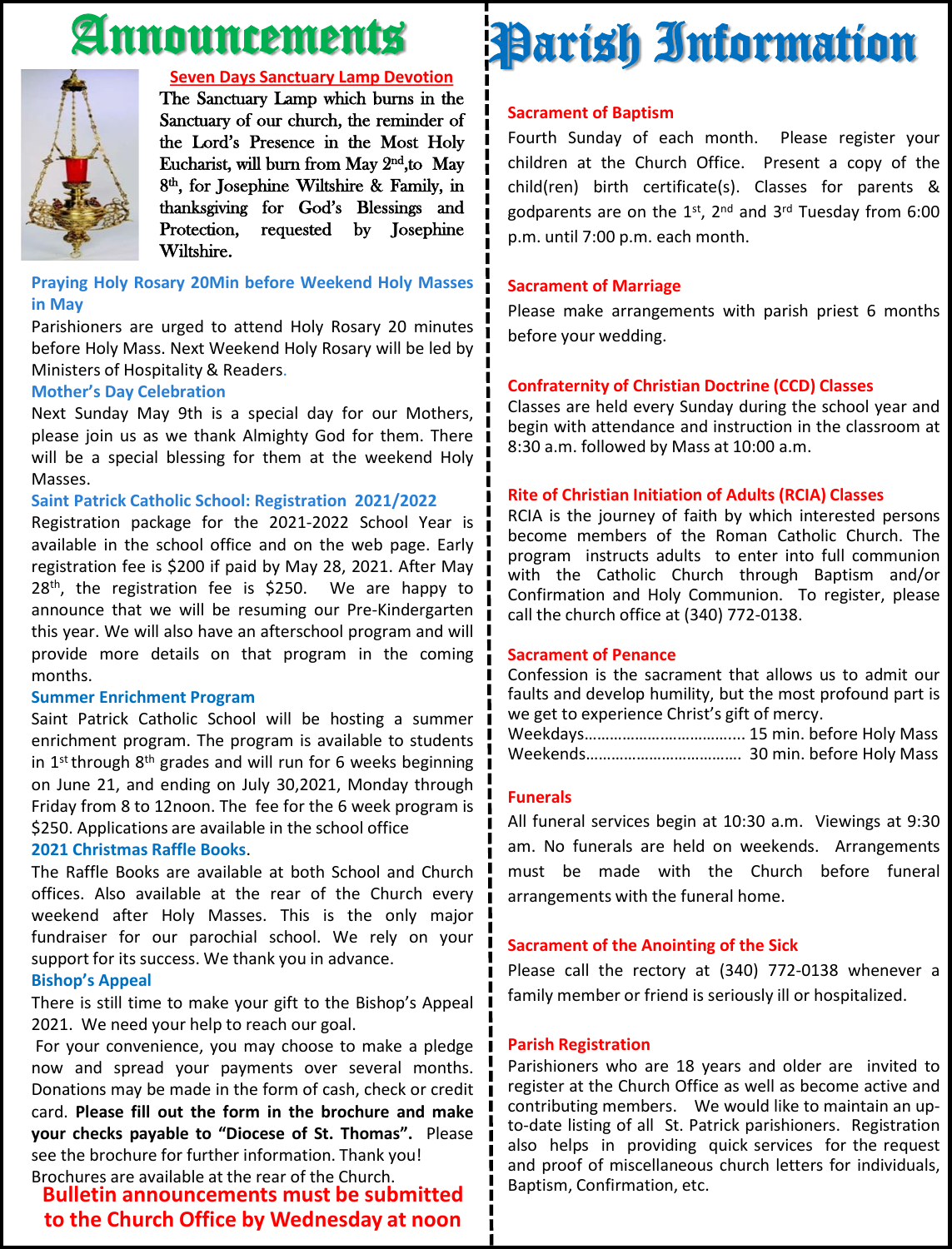# Announcements

**Seven Days Sanctuary Lamp Devotion**

The Sanctuary Lamp which burns in the Sanctuary of our church, the reminder of the Lord's Presence in the Most Holy Eucharist, will burn from May 2nd,to May 8th, for Josephine Wiltshire & Family, in thanksgiving for God's Blessings and Protection, requested by Josephine Wiltshire.

### Praying Holy Rosary 20Min before Weekend Holy Masses in May

Parishioners are urged to attend Holy Rosary 20 minutes before Holy Mass. Next Weekend Holy Rosary will be led by Ministers of Hospitality & Readers.

### Mother's Day Celebration

Next Sunday May 9th is a special day for our Mothers, please join us as we thank Almighty God for them. There will be a special blessing for them at the weekend Holy Masses.

### Saint Patrick Catholic School: Registration 2021/2022

Registration package for the 2021-2022 School Year is available in the school office and on the web page. Early registration fee is $200 if paid by May 28, 2021. After May 28th, the registration fee is $250. We are happy to announce that we will be resuming our Pre-Kindergarten this year. We will also have an afterschool program and will provide more details on that program in the coming months.

### Summer Enrichment Program

Saint Patrick Catholic School will be hosting a summer enrichment program. The program is available to students in 1st through 8th grades and will run for 6 weeks beginning on June 21, and ending on July 30,2021, Monday through Friday from 8 to 12noon. The fee for the 6 week program is $250. Applications are available in the school office

### 2021 Christmas Raffle Books.

The Raffle Books are available at both School and Church offices. Also available at the rear of the Church every weekend after Holy Masses. This is the only major fundraiser for our parochial school. We rely on your support for its success. We thank you in advance.

### Bishop's Appeal

There is still time to make your gift to the Bishop's Appeal 2021. We need your help to reach our goal.

For your convenience, you may choose to make a pledge now and spread your payments over several months. Donations may be made in the form of cash, check or credit card. **Please fill out the form in the brochure and make your checks payable to "Diocese of St. Thomas".** Please see the brochure for further information. Thank you!

Brochures are available at the rear of the Church.

**Bulletin announcements must be submitted to the Church Office by Wednesday at noon**

# Parish Information

### Sacrament of Baptism

Fourth Sunday of each month. Please register your children at the Church Office. Present a copy of the child(ren) birth certificate(s). Classes for parents & godparents are on the 1st, 2nd and 3rd Tuesday from 6:00 p.m. until 7:00 p.m. each month.

### Sacrament of Marriage

Please make arrangements with parish priest 6 months before your wedding.

### Confraternity of Christian Doctrine (CCD) Classes

Classes are held every Sunday during the school year and begin with attendance and instruction in the classroom at 8:30 a.m. followed by Mass at 10:00 a.m.

### Rite of Christian Initiation of Adults (RCIA) Classes

RCIA is the journey of faith by which interested persons become members of the Roman Catholic Church. The program instructs adults to enter into full communion with the Catholic Church through Baptism and/or Confirmation and Holy Communion. To register, please call the church office at (340) 772-0138.

### Sacrament of Penance

Confession is the sacrament that allows us to admit our faults and develop humility, but the most profound part is we get to experience Christ's gift of mercy.

Weekdays………………………………. 15 min. before Holy Mass
Weekends………………………………. 30 min. before Holy Mass

### Funerals

All funeral services begin at 10:30 a.m. Viewings at 9:30 am. No funerals are held on weekends. Arrangements must be made with the Church before funeral arrangements with the funeral home.

### Sacrament of the Anointing of the Sick

Please call the rectory at (340) 772-0138 whenever a family member or friend is seriously ill or hospitalized.

### Parish Registration

Parishioners who are 18 years and older are invited to register at the Church Office as well as become active and contributing members. We would like to maintain an up-to-date listing of all St. Patrick parishioners. Registration also helps in providing quick services for the request and proof of miscellaneous church letters for individuals, Baptism, Confirmation, etc.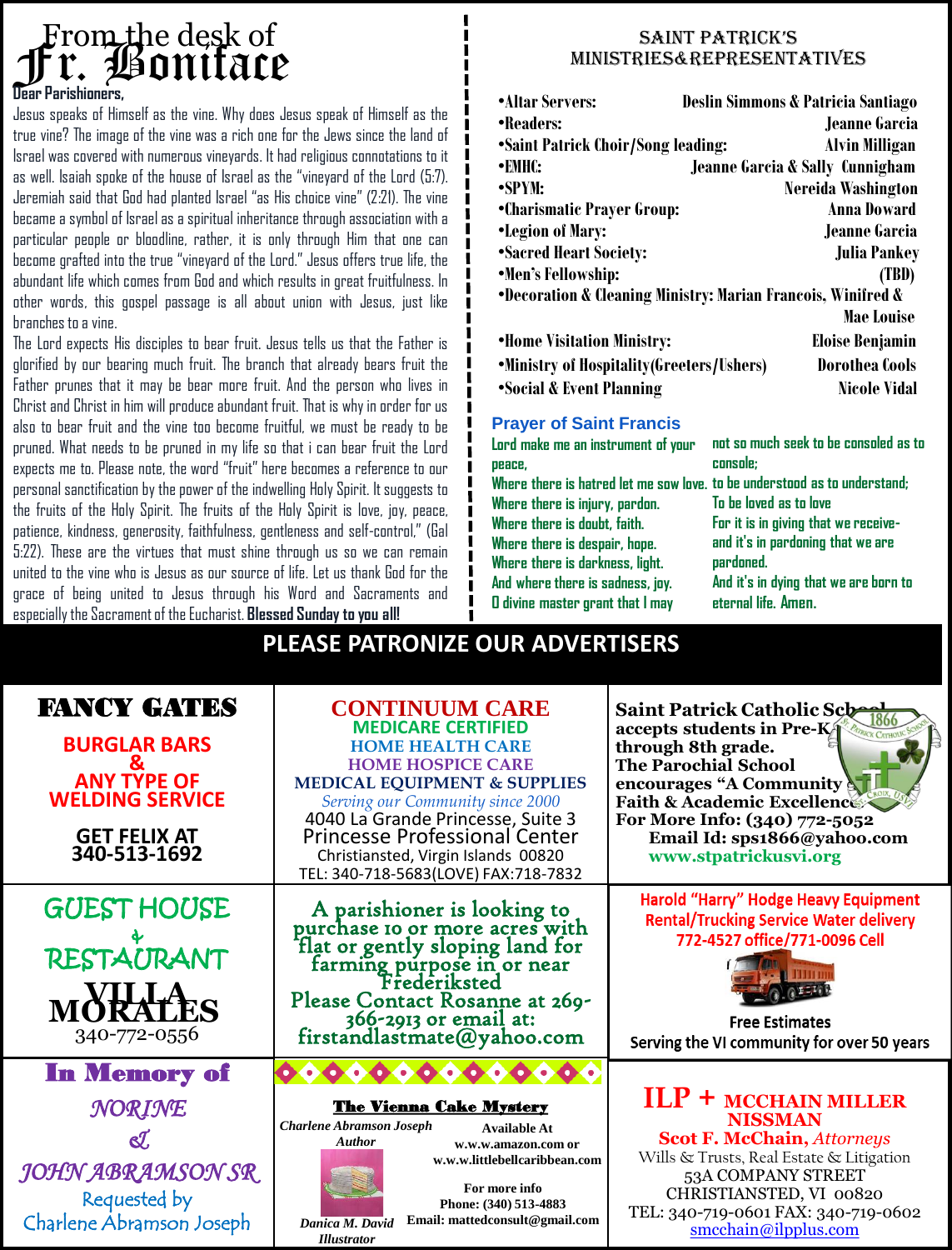# From the desk of Fr. Boniface

**Dear Parishioners,**

Jesus speaks of Himself as the vine. Why does Jesus speak of Himself as the true vine? The image of the vine was a rich one for the Jews since the land of Israel was covered with numerous vineyards. It had religious connotations to it as well. Isaiah spoke of the house of Israel as the "vineyard of the Lord (5:7). Jeremiah said that God had planted Israel "as His choice vine" (2:21). The vine became a symbol of Israel as a spiritual inheritance through association with a particular people or bloodline, rather, it is only through Him that one can become grafted into the true "vineyard of the Lord." Jesus offers true life, the abundant life which comes from God and which results in great fruitfulness. In other words, this gospel passage is all about union with Jesus, just like branches to a vine.

The Lord expects His disciples to bear fruit. Jesus tells us that the Father is glorified by our bearing much fruit. The branch that already bears fruit the Father prunes that it may be bear more fruit. And the person who lives in Christ and Christ in him will produce abundant fruit. That is why in order for us also to bear fruit and the vine too become fruitful, we must be ready to be pruned. What needs to be pruned in my life so that i can bear fruit the Lord expects me to. Please note, the word "fruit" here becomes a reference to our personal sanctification by the power of the indwelling Holy Spirit. It suggests to the fruits of the Holy Spirit. The fruits of the Holy Spirit is love, joy, peace, patience, kindness, generosity, faithfulness, gentleness and self-control," (Gal 5:22). These are the virtues that must shine through us so we can remain united to the vine who is Jesus as our source of life. Let us thank God for the grace of being united to Jesus through his Word and Sacraments and especially the Sacrament of the Eucharist. **Blessed Sunday to you all!**

## SAINT PATRICK'S MINISTRIES&REPRESENTATIVES

- **Altar Servers:** Deslin Simmons & Patricia Santiago
- **Readers:** Jeanne Garcia
- **Saint Patrick Choir/Song leading:** Alvin Milligan
- **EMHC:** Jeanne Garcia & Sally Cunnigham
- **SPYM:** Nereida Washington
- **Charismatic Prayer Group:** Anna Doward
- **Legion of Mary:** Jeanne Garcia
- **Sacred Heart Society:** Julia Pankey
- **Men's Fellowship:** (TBD)
- **Decoration & Cleaning Ministry:** Marian Francois, Winifred & Mae Louise
- **Home Visitation Ministry:** Eloise Benjamin
- **Ministry of Hospitality(Greeters/Ushers)** Dorothea Cools
- **Social & Event Planning** Nicole Vidal

### Prayer of Saint Francis

Lord make me an instrument of your peace,
Where there is hatred let me sow love.
Where there is injury, pardon.
Where there is doubt, faith.
Where there is despair, hope.
Where there is darkness, light.
And where there is sadness, joy.
O divine master grant that I may
not so much seek to be consoled as to console;
to be understood as to understand;
To be loved as to love
For it is in giving that we receive-
and it's in pardoning that we are pardoned.
And it's in dying that we are born to eternal life. Amen.

## PLEASE PATRONIZE OUR ADVERTISERS

**FANCY GATES**
BURGLAR BARS
&
ANY TYPE OF WELDING SERVICE
GET FELIX AT
340-513-1692

**CONTINUUM CARE**
MEDICARE CERTIFIED
HOME HEALTH CARE
HOME HOSPICE CARE
MEDICAL EQUIPMENT & SUPPLIES
*Serving our Community since 2000*
4040 La Grande Princesse, Suite 3
Princesse Professional Center
Christiansted, Virgin Islands 00820
TEL: 340-718-5683(LOVE) FAX:718-7832

**Saint Patrick Catholic School** accepts students in Pre-K through 8th grade.
The Parochial School encourages "A Community of Faith & Academic Excellence"
For More Info: (340) 772-5052
Email Id: sps1866@yahoo.com
www.stpatrickusvi.org

GUEST HOUSE
&
RESTAURANT
**VILLA MORALES**
340-772-0556

A parishioner is looking to purchase 10 or more acres with flat or gently sloping land for farming purpose in or near Frederiksted
Please Contact Rosanne at 269-366-2913 or email at: firstandlastmate@yahoo.com

**Harold "Harry" Hodge Heavy Equipment Rental/Trucking Service Water delivery**
**772-4527 office/771-0096 Cell**
Free Estimates
Serving the VI community for over 50 years

**In Memory of**
*NORINE*
*&*
*JOHN ABRAMSON SR*
Requested by
Charlene Abramson Joseph

**The Vienna Cake Mystery**
*Charlene Abramson Joseph*
*Author*
*Danica M. David*
*Illustrator*
Available At
w.w.w.amazon.com or
w.w.w.littlebellcaribbean.com
For more info
Phone: (340) 513-4883
Email: mattedconsult@gmail.com

**ILP + MCCHAIN MILLER NISSMAN**
**Scot F. McChain,** *Attorneys*
Wills & Trusts, Real Estate & Litigation
53A COMPANY STREET
CHRISTIANSTED, VI 00820
TEL: 340-719-0601 FAX: 340-719-0602
smcchain@ilpplus.com